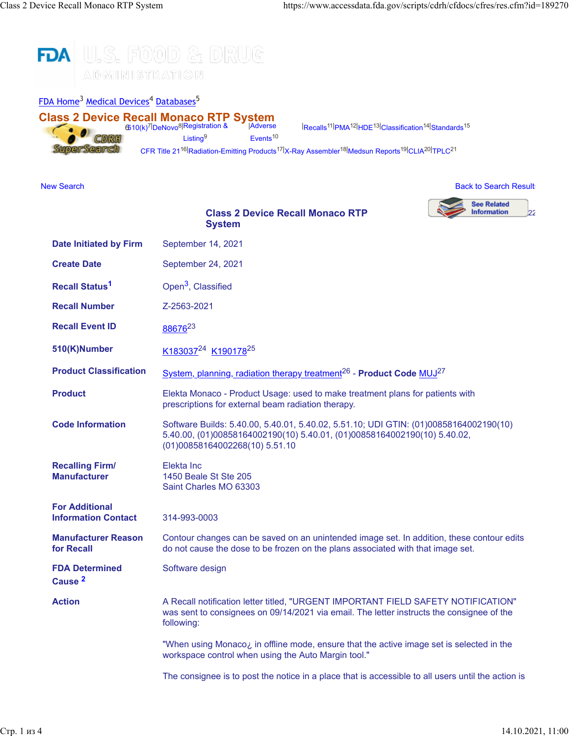FDA Home[3] Medical Devices[4] Databases[5]

# Class 2 Device Recall Monaco RTP System

510(k)[7] | DeNovo[8] | Registration & Listing[9] | Adverse Events[10] | Recalls[11] | PMA[12] | HDE[13] | Classification[14] | Standards[15]
CFR Title 21[16] | Radiation-Emitting Products[17] | X-Ray Assembler[18] | Medsun Reports[19] | CLIA[20] | TPLC[21]

New Search | Back to Search Results

See Related Information[22]

## Class 2 Device Recall Monaco RTP System

| | |
|---|---|
| **Date Initiated by Firm** | September 14, 2021 |
| **Create Date** | September 24, 2021 |
| **Recall Status**[1] | Open[3], Classified |
| **Recall Number** | Z-2563-2021 |
| **Recall Event ID** | 88676[23] |
| **510(K)Number** | K183037[24] K190178[25] |
| **Product Classification** | System, planning, radiation therapy treatment[26] - **Product Code** MUJ[27] |
| **Product** | Elekta Monaco - Product Usage: used to make treatment plans for patients with prescriptions for external beam radiation therapy. |
| **Code Information** | Software Builds: 5.40.00, 5.40.01, 5.40.02, 5.51.10; UDI GTIN: (01)00858164002190(10) 5.40.00, (01)00858164002190(10) 5.40.01, (01)00858164002190(10) 5.40.02, (01)00858164002268(10) 5.51.10 |
| **Recalling Firm/ Manufacturer** | Elekta Inc<br>1450 Beale St Ste 205<br>Saint Charles MO 63303 |
| **For Additional Information Contact** | 314-993-0003 |
| **Manufacturer Reason for Recall** | Contour changes can be saved on an unintended image set. In addition, these contour edits do not cause the dose to be frozen on the plans associated with that image set. |
| **FDA Determined Cause**[2] | Software design |
| **Action** | A Recall notification letter titled, "URGENT IMPORTANT FIELD SAFETY NOTIFICATION" was sent to consignees on 09/14/2021 via email. The letter instructs the consignee of the following:<br><br>"When using Monaco¿ in offline mode, ensure that the active image set is selected in the workspace control when using the Auto Margin tool."<br><br>The consignee is to post the notice in a place that is accessible to all users until the action is |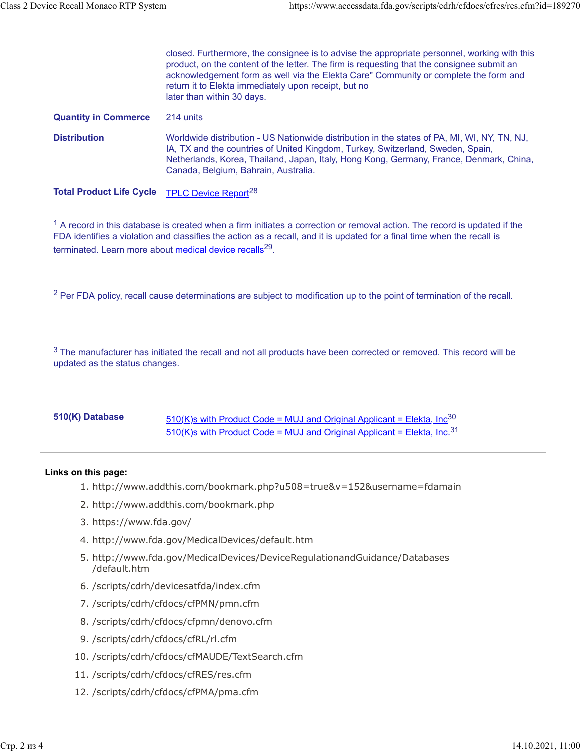closed. Furthermore, the consignee is to advise the appropriate personnel, working with this product, on the content of the letter. The firm is requesting that the consignee submit an acknowledgement form as well via the Elekta Care" Community or complete the form and return it to Elekta immediately upon receipt, but no later than within 30 days.

| | |
|---|---|
| **Quantity in Commerce** | 214 units |
| **Distribution** | Worldwide distribution - US Nationwide distribution in the states of PA, MI, WI, NY, TN, NJ, IA, TX and the countries of United Kingdom, Turkey, Switzerland, Sweden, Spain, Netherlands, Korea, Thailand, Japan, Italy, Hong Kong, Germany, France, Denmark, China, Canada, Belgium, Bahrain, Australia. |
| **Total Product Life Cycle** | TPLC Device Report[28] |

[1] A record in this database is created when a firm initiates a correction or removal action. The record is updated if the FDA identifies a violation and classifies the action as a recall, and it is updated for a final time when the recall is terminated. Learn more about medical device recalls[29].

[2] Per FDA policy, recall cause determinations are subject to modification up to the point of termination of the recall.

[3] The manufacturer has initiated the recall and not all products have been corrected or removed. This record will be updated as the status changes.

| | |
|---|---|
| **510(K) Database** | 510(K)s with Product Code = MUJ and Original Applicant = Elekta, Inc[30]<br>510(K)s with Product Code = MUJ and Original Applicant = Elekta, Inc.[31] |

---

**Links on this page:**

1. http://www.addthis.com/bookmark.php?u508=true&v=152&username=fdamain
2. http://www.addthis.com/bookmark.php
3. https://www.fda.gov/
4. http://www.fda.gov/MedicalDevices/default.htm
5. http://www.fda.gov/MedicalDevices/DeviceRegulationandGuidance/Databases/default.htm
6. /scripts/cdrh/devicesatfda/index.cfm
7. /scripts/cdrh/cfdocs/cfPMN/pmn.cfm
8. /scripts/cdrh/cfdocs/cfpmn/denovo.cfm
9. /scripts/cdrh/cfdocs/cfRL/rl.cfm
10. /scripts/cdrh/cfdocs/cfMAUDE/TextSearch.cfm
11. /scripts/cdrh/cfdocs/cfRES/res.cfm
12. /scripts/cdrh/cfdocs/cfPMA/pma.cfm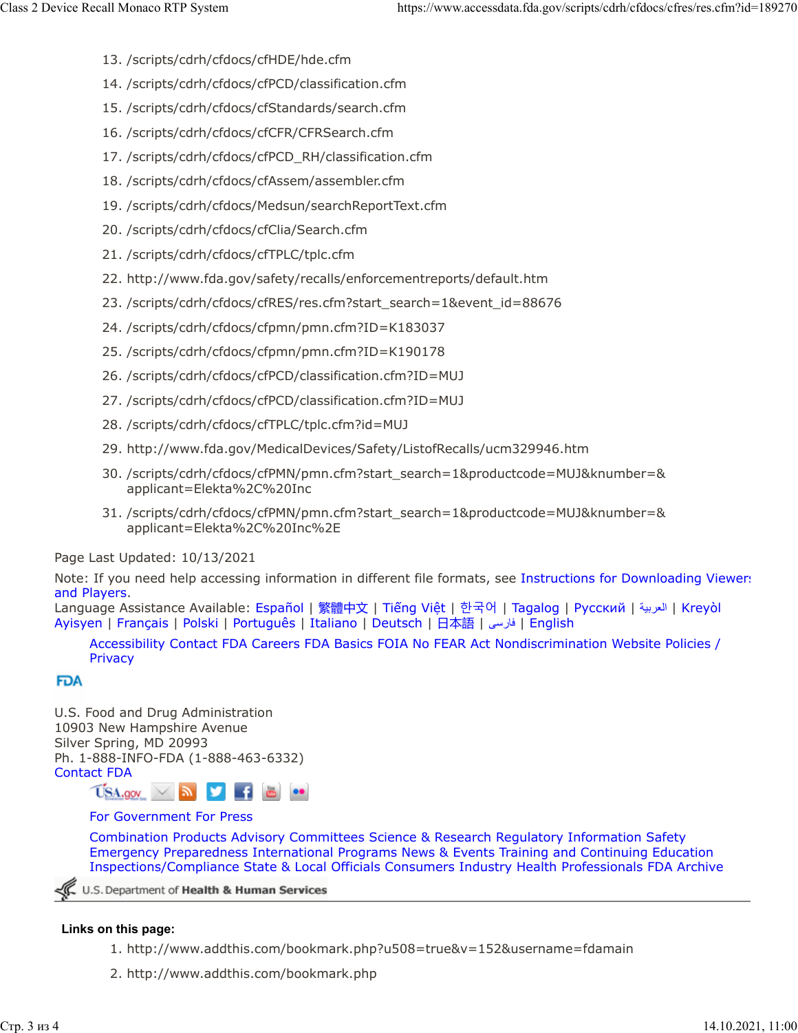13. /scripts/cdrh/cfdocs/cfHDE/hde.cfm
14. /scripts/cdrh/cfdocs/cfPCD/classification.cfm
15. /scripts/cdrh/cfdocs/cfStandards/search.cfm
16. /scripts/cdrh/cfdocs/cfCFR/CFRSearch.cfm
17. /scripts/cdrh/cfdocs/cfPCD_RH/classification.cfm
18. /scripts/cdrh/cfdocs/cfAssem/assembler.cfm
19. /scripts/cdrh/cfdocs/Medsun/searchReportText.cfm
20. /scripts/cdrh/cfdocs/cfClia/Search.cfm
21. /scripts/cdrh/cfdocs/cfTPLC/tplc.cfm
22. http://www.fda.gov/safety/recalls/enforcementreports/default.htm
23. /scripts/cdrh/cfdocs/cfRES/res.cfm?start_search=1&event_id=88676
24. /scripts/cdrh/cfdocs/cfpmn/pmn.cfm?ID=K183037
25. /scripts/cdrh/cfdocs/cfpmn/pmn.cfm?ID=K190178
26. /scripts/cdrh/cfdocs/cfPCD/classification.cfm?ID=MUJ
27. /scripts/cdrh/cfdocs/cfPCD/classification.cfm?ID=MUJ
28. /scripts/cdrh/cfdocs/cfTPLC/tplc.cfm?id=MUJ
29. http://www.fda.gov/MedicalDevices/Safety/ListofRecalls/ucm329946.htm
30. /scripts/cdrh/cfdocs/cfPMN/pmn.cfm?start_search=1&productcode=MUJ&knumber=&applicant=Elekta%2C%20Inc
31. /scripts/cdrh/cfdocs/cfPMN/pmn.cfm?start_search=1&productcode=MUJ&knumber=&applicant=Elekta%2C%20Inc%2E

Page Last Updated: 10/13/2021

Note: If you need help accessing information in different file formats, see Instructions for Downloading Viewers and Players.

Language Assistance Available: Español | 繁體中文 | Tiếng Việt | 한국어 | Tagalog | Русский | العربية | Kreyòl Ayisyen | Français | Polski | Português | Italiano | Deutsch | 日本語 | فارسی | English

Accessibility Contact FDA Careers FDA Basics FOIA No FEAR Act Nondiscrimination Website Policies / Privacy

FDA

U.S. Food and Drug Administration
10903 New Hampshire Avenue
Silver Spring, MD 20993
Ph. 1-888-INFO-FDA (1-888-463-6332)
Contact FDA

For Government For Press

Combination Products Advisory Committees Science & Research Regulatory Information Safety Emergency Preparedness International Programs News & Events Training and Continuing Education Inspections/Compliance State & Local Officials Consumers Industry Health Professionals FDA Archive

U.S. Department of Health & Human Services

**Links on this page:**

1. http://www.addthis.com/bookmark.php?u508=true&v=152&username=fdamain
2. http://www.addthis.com/bookmark.php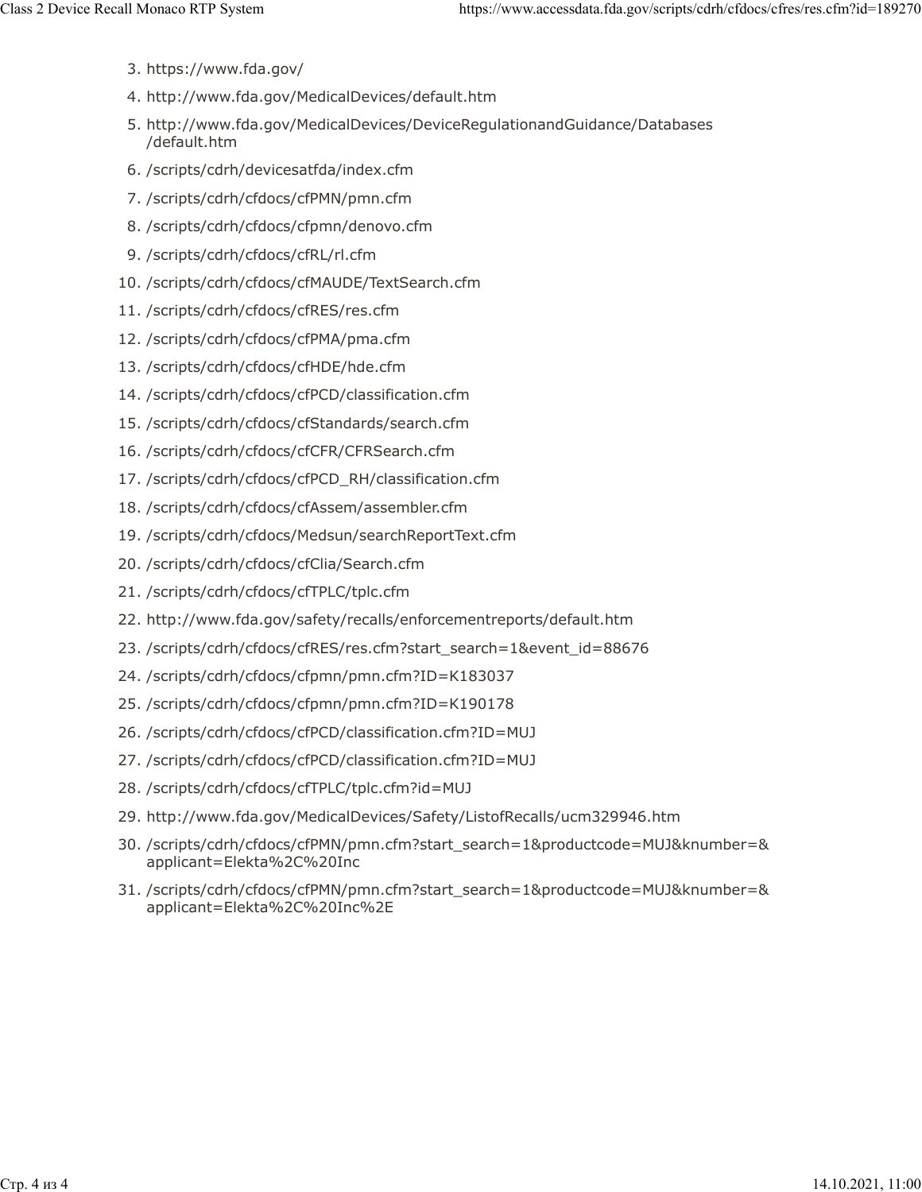3. https://www.fda.gov/
4. http://www.fda.gov/MedicalDevices/default.htm
5. http://www.fda.gov/MedicalDevices/DeviceRegulationandGuidance/Databases/default.htm
6. /scripts/cdrh/devicesatfda/index.cfm
7. /scripts/cdrh/cfdocs/cfPMN/pmn.cfm
8. /scripts/cdrh/cfdocs/cfpmn/denovo.cfm
9. /scripts/cdrh/cfdocs/cfRL/rl.cfm
10. /scripts/cdrh/cfdocs/cfMAUDE/TextSearch.cfm
11. /scripts/cdrh/cfdocs/cfRES/res.cfm
12. /scripts/cdrh/cfdocs/cfPMA/pma.cfm
13. /scripts/cdrh/cfdocs/cfHDE/hde.cfm
14. /scripts/cdrh/cfdocs/cfPCD/classification.cfm
15. /scripts/cdrh/cfdocs/cfStandards/search.cfm
16. /scripts/cdrh/cfdocs/cfCFR/CFRSearch.cfm
17. /scripts/cdrh/cfdocs/cfPCD_RH/classification.cfm
18. /scripts/cdrh/cfdocs/cfAssem/assembler.cfm
19. /scripts/cdrh/cfdocs/Medsun/searchReportText.cfm
20. /scripts/cdrh/cfdocs/cfClia/Search.cfm
21. /scripts/cdrh/cfdocs/cfTPLC/tplc.cfm
22. http://www.fda.gov/safety/recalls/enforcementreports/default.htm
23. /scripts/cdrh/cfdocs/cfRES/res.cfm?start_search=1&event_id=88676
24. /scripts/cdrh/cfdocs/cfpmn/pmn.cfm?ID=K183037
25. /scripts/cdrh/cfdocs/cfpmn/pmn.cfm?ID=K190178
26. /scripts/cdrh/cfdocs/cfPCD/classification.cfm?ID=MUJ
27. /scripts/cdrh/cfdocs/cfPCD/classification.cfm?ID=MUJ
28. /scripts/cdrh/cfdocs/cfTPLC/tplc.cfm?id=MUJ
29. http://www.fda.gov/MedicalDevices/Safety/ListofRecalls/ucm329946.htm
30. /scripts/cdrh/cfdocs/cfPMN/pmn.cfm?start_search=1&productcode=MUJ&knumber=&applicant=Elekta%2C%20Inc
31. /scripts/cdrh/cfdocs/cfPMN/pmn.cfm?start_search=1&productcode=MUJ&knumber=&applicant=Elekta%2C%20Inc%2E